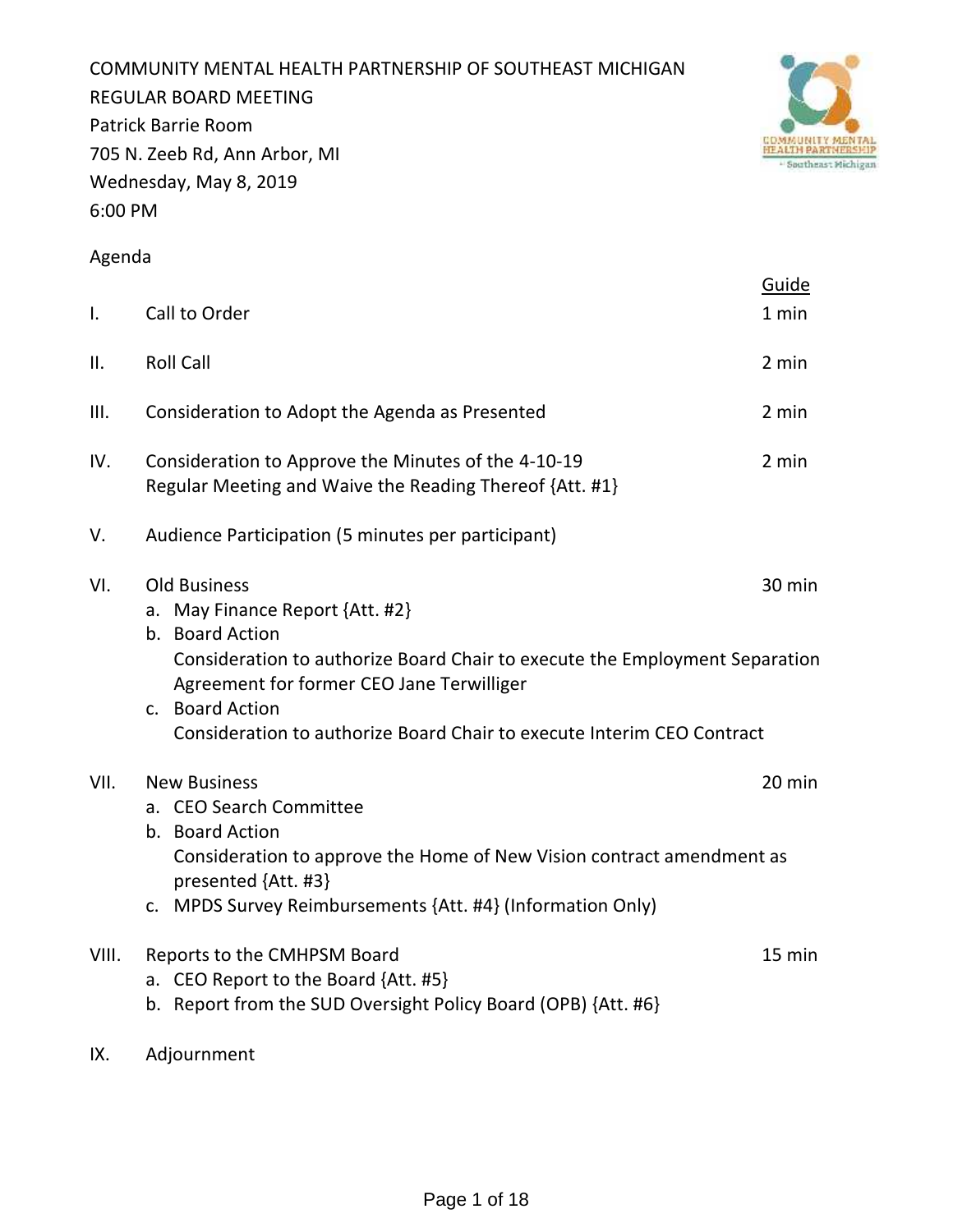COMMUNITY MENTAL HEALTH PARTNERSHIP OF SOUTHEAST MICHIGAN
REGULAR BOARD MEETING
Patrick Barrie Room
705 N. Zeeb Rd, Ann Arbor, MI
Wednesday, May 8, 2019
6:00 PM

Agenda

| | | Guide |
|---|---|---|
| I. | Call to Order | 1 min |
| II. | Roll Call | 2 min |
| III. | Consideration to Adopt the Agenda as Presented | 2 min |
| IV. | Consideration to Approve the Minutes of the 4-10-19 Regular Meeting and Waive the Reading Thereof {Att. #1} | 2 min |
| V. | Audience Participation (5 minutes per participant) | |
| VI. | Old Business | 30 min |
| VII. | New Business | 20 min |
| VIII. | Reports to the CMHPSM Board | 15 min |
| IX. | Adjournment | |

VI. Old Business
   a. May Finance Report {Att. #2}
   b. Board Action
      Consideration to authorize Board Chair to execute the Employment Separation Agreement for former CEO Jane Terwilliger
   c. Board Action
      Consideration to authorize Board Chair to execute Interim CEO Contract

VII. New Business
   a. CEO Search Committee
   b. Board Action
      Consideration to approve the Home of New Vision contract amendment as presented {Att. #3}
   c. MPDS Survey Reimbursements {Att. #4} (Information Only)

VIII. Reports to the CMHPSM Board
   a. CEO Report to the Board {Att. #5}
   b. Report from the SUD Oversight Policy Board (OPB) {Att. #6}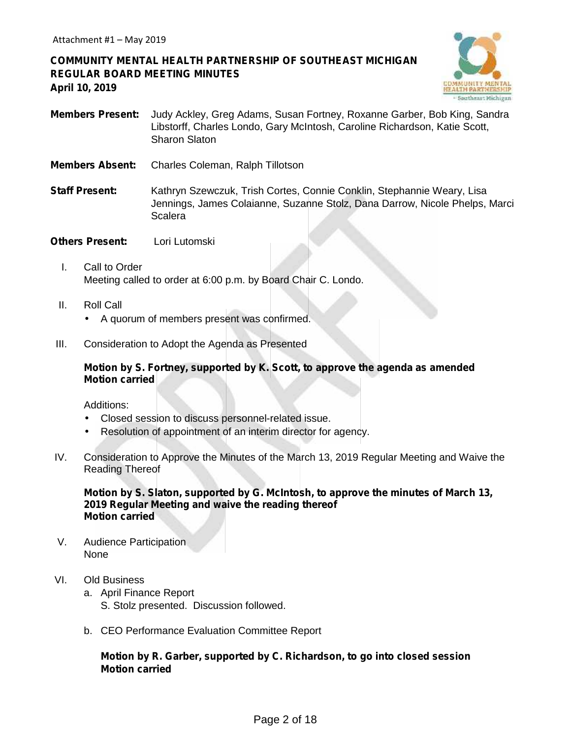Attachment #1 – May 2019

**COMMUNITY MENTAL HEALTH PARTNERSHIP OF SOUTHEAST MICHIGAN**
**REGULAR BOARD MEETING MINUTES**
**April 10, 2019**

**Members Present:** Judy Ackley, Greg Adams, Susan Fortney, Roxanne Garber, Bob King, Sandra Libstorff, Charles Londo, Gary McIntosh, Caroline Richardson, Katie Scott, Sharon Slaton

**Members Absent:** Charles Coleman, Ralph Tillotson

**Staff Present:** Kathryn Szewczuk, Trish Cortes, Connie Conklin, Stephannie Weary, Lisa Jennings, James Colaianne, Suzanne Stolz, Dana Darrow, Nicole Phelps, Marci Scalera

**Others Present:** Lori Lutomski

I. Call to Order
   Meeting called to order at 6:00 p.m. by Board Chair C. Londo.

II. Roll Call
   - A quorum of members present was confirmed.

III. Consideration to Adopt the Agenda as Presented

   **Motion by S. Fortney, supported by K. Scott, to approve the agenda as amended**
   **Motion carried**

   Additions:
   - Closed session to discuss personnel-related issue.
   - Resolution of appointment of an interim director for agency.

IV. Consideration to Approve the Minutes of the March 13, 2019 Regular Meeting and Waive the Reading Thereof

   **Motion by S. Slaton, supported by G. McIntosh, to approve the minutes of March 13, 2019 Regular Meeting and waive the reading thereof**
   **Motion carried**

V. Audience Participation
   None

VI. Old Business
   a. April Finance Report
      S. Stolz presented. Discussion followed.

   b. CEO Performance Evaluation Committee Report

      **Motion by R. Garber, supported by C. Richardson, to go into closed session**
      **Motion carried**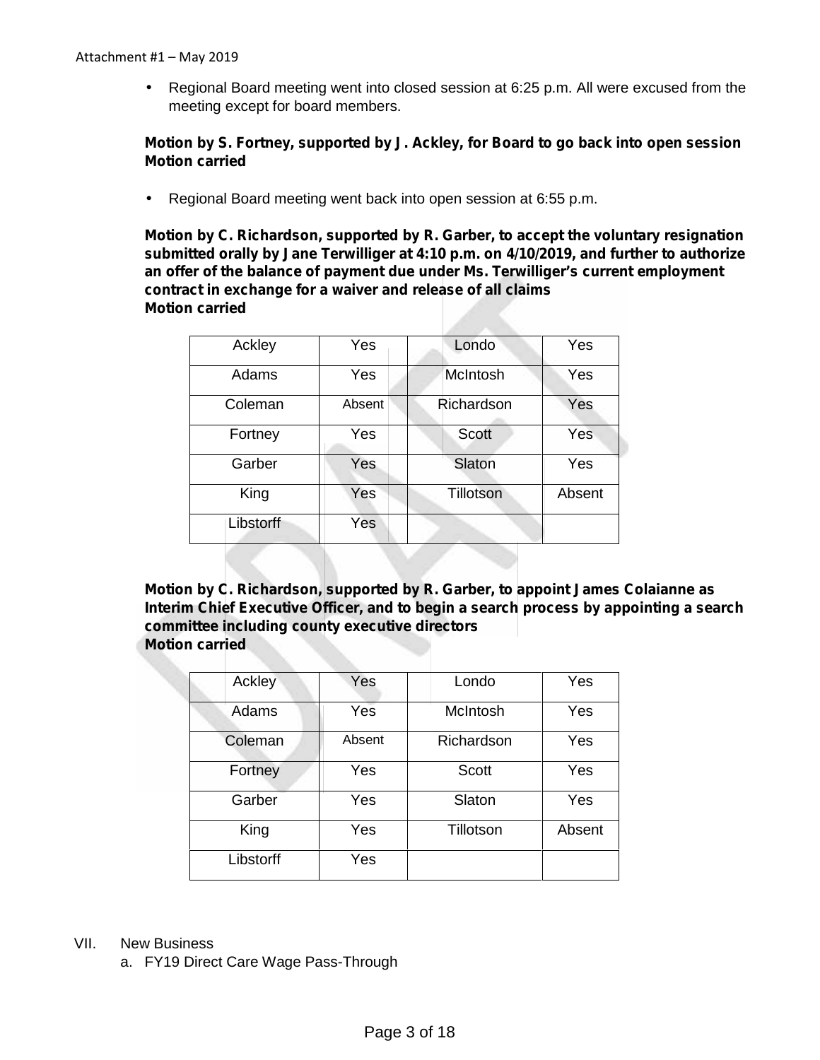Attachment #1 – May 2019

- Regional Board meeting went into closed session at 6:25 p.m. All were excused from the meeting except for board members.

**Motion by S. Fortney, supported by J. Ackley, for Board to go back into open session**
**Motion carried**

- Regional Board meeting went back into open session at 6:55 p.m.

**Motion by C. Richardson, supported by R. Garber, to accept the voluntary resignation submitted orally by Jane Terwilliger at 4:10 p.m. on 4/10/2019, and further to authorize an offer of the balance of payment due under Ms. Terwilliger's current employment contract in exchange for a waiver and release of all claims**
**Motion carried**

| Ackley | Yes | Londo | Yes |
|---|---|---|---|
| Adams | Yes | McIntosh | Yes |
| Coleman | Absent | Richardson | Yes |
| Fortney | Yes | Scott | Yes |
| Garber | Yes | Slaton | Yes |
| King | Yes | Tillotson | Absent |
| Libstorff | Yes | | |

**Motion by C. Richardson, supported by R. Garber, to appoint James Colaianne as Interim Chief Executive Officer, and to begin a search process by appointing a search committee including county executive directors**
**Motion carried**

| Ackley | Yes | Londo | Yes |
|---|---|---|---|
| Adams | Yes | McIntosh | Yes |
| Coleman | Absent | Richardson | Yes |
| Fortney | Yes | Scott | Yes |
| Garber | Yes | Slaton | Yes |
| King | Yes | Tillotson | Absent |
| Libstorff | Yes | | |

VII. New Business

a. FY19 Direct Care Wage Pass-Through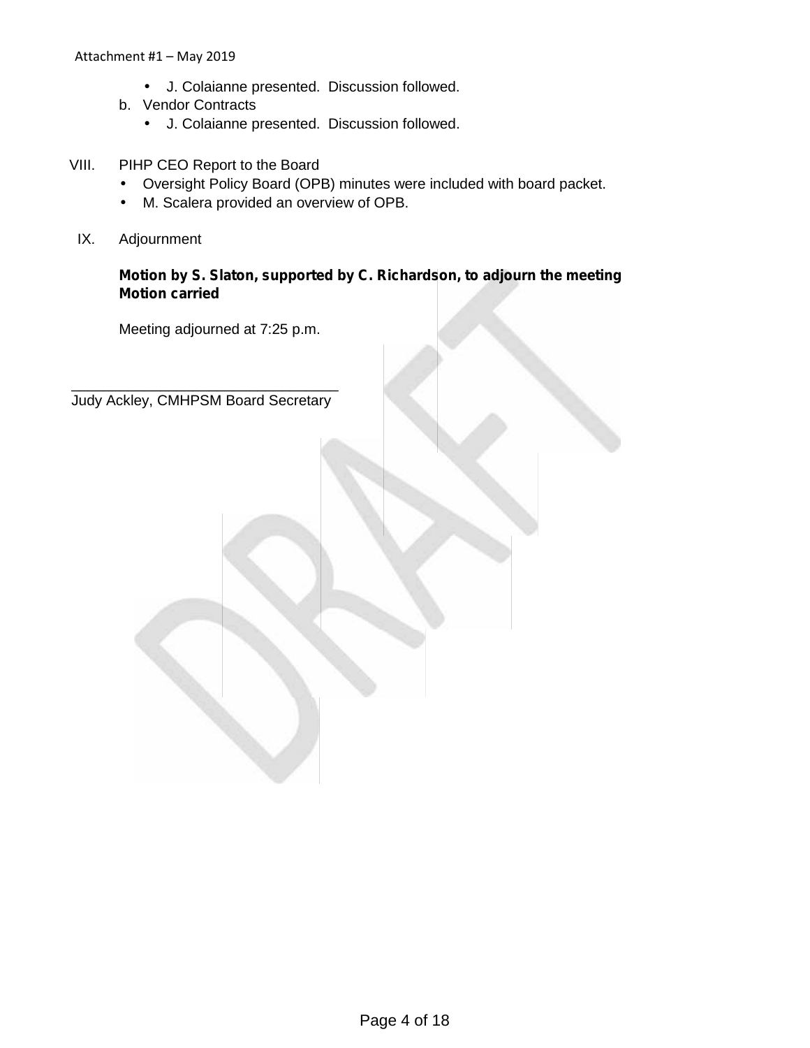- J. Colaianne presented. Discussion followed.

b. Vendor Contracts
   - J. Colaianne presented. Discussion followed.

VIII. PIHP CEO Report to the Board
- Oversight Policy Board (OPB) minutes were included with board packet.
- M. Scalera provided an overview of OPB.

IX. Adjournment

**Motion by S. Slaton, supported by C. Richardson, to adjourn the meeting**
**Motion carried**

Meeting adjourned at 7:25 p.m.

_________________________________
Judy Ackley, CMHPSM Board Secretary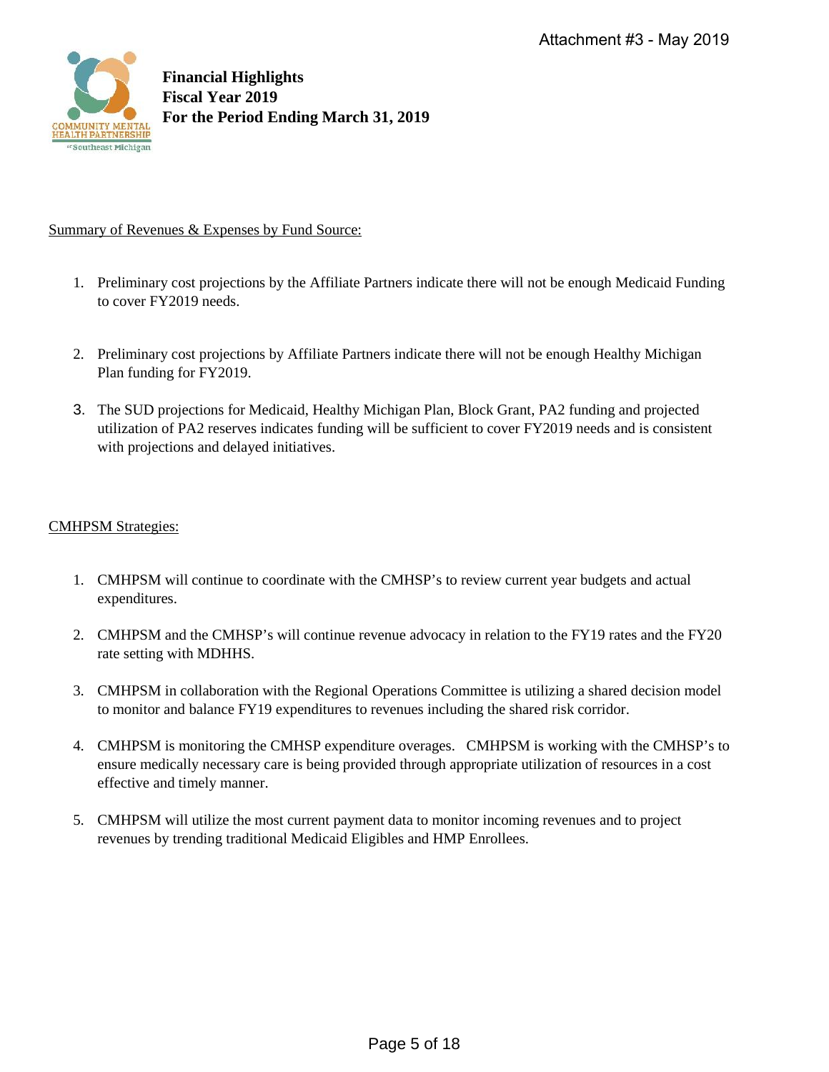Attachment #3 - May 2019

**Financial Highlights**
**Fiscal Year 2019**
**For the Period Ending March 31, 2019**

Summary of Revenues & Expenses by Fund Source:

1. Preliminary cost projections by the Affiliate Partners indicate there will not be enough Medicaid Funding to cover FY2019 needs.

2. Preliminary cost projections by Affiliate Partners indicate there will not be enough Healthy Michigan Plan funding for FY2019.

3. The SUD projections for Medicaid, Healthy Michigan Plan, Block Grant, PA2 funding and projected utilization of PA2 reserves indicates funding will be sufficient to cover FY2019 needs and is consistent with projections and delayed initiatives.

CMHPSM Strategies:

1. CMHPSM will continue to coordinate with the CMHSP's to review current year budgets and actual expenditures.

2. CMHPSM and the CMHSP's will continue revenue advocacy in relation to the FY19 rates and the FY20 rate setting with MDHHS.

3. CMHPSM in collaboration with the Regional Operations Committee is utilizing a shared decision model to monitor and balance FY19 expenditures to revenues including the shared risk corridor.

4. CMHPSM is monitoring the CMHSP expenditure overages. CMHPSM is working with the CMHSP's to ensure medically necessary care is being provided through appropriate utilization of resources in a cost effective and timely manner.

5. CMHPSM will utilize the most current payment data to monitor incoming revenues and to project revenues by trending traditional Medicaid Eligibles and HMP Enrollees.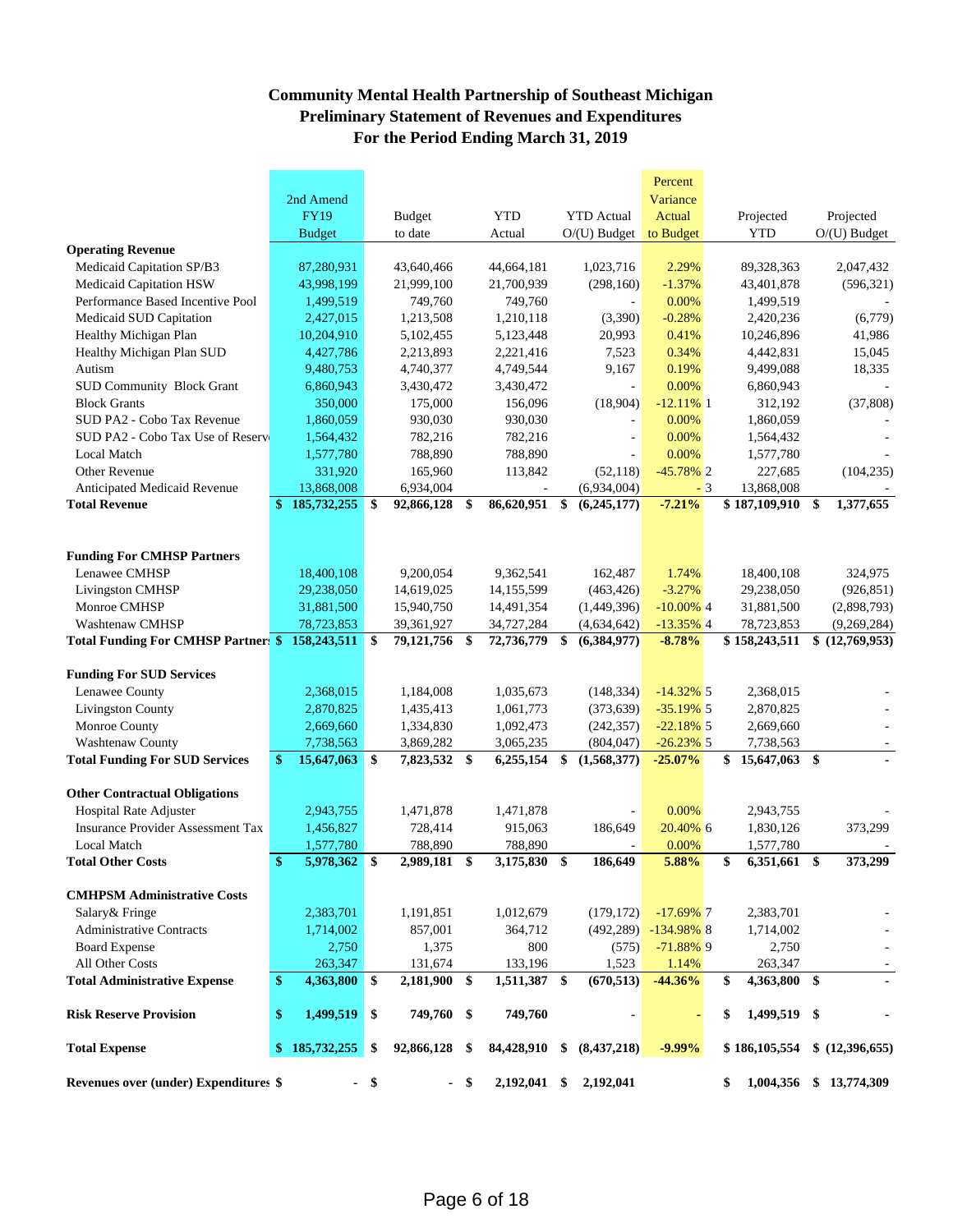# Community Mental Health Partnership of Southeast Michigan
## Preliminary Statement of Revenues and Expenditures
## For the Period Ending March 31, 2019

| | 2nd Amend FY19 Budget | Budget to date | YTD Actual | YTD Actual O/(U) Budget | Percent Variance Actual to Budget | | Projected YTD | Projected O/(U) Budget |
|---|---|---|---|---|---|---|---|---|
| **Operating Revenue** | | | | | | | | |
| Medicaid Capitation SP/B3 | 87,280,931 | 43,640,466 | 44,664,181 | 1,023,716 | 2.29% | | 89,328,363 | 2,047,432 |
| Medicaid Capitation HSW | 43,998,199 | 21,999,100 | 21,700,939 | (298,160) | -1.37% | | 43,401,878 | (596,321) |
| Performance Based Incentive Pool | 1,499,519 | 749,760 | 749,760 | - | 0.00% | | 1,499,519 | - |
| Medicaid SUD Capitation | 2,427,015 | 1,213,508 | 1,210,118 | (3,390) | -0.28% | | 2,420,236 | (6,779) |
| Healthy Michigan Plan | 10,204,910 | 5,102,455 | 5,123,448 | 20,993 | 0.41% | | 10,246,896 | 41,986 |
| Healthy Michigan Plan SUD | 4,427,786 | 2,213,893 | 2,221,416 | 7,523 | 0.34% | | 4,442,831 | 15,045 |
| Autism | 9,480,753 | 4,740,377 | 4,749,544 | 9,167 | 0.19% | | 9,499,088 | 18,335 |
| SUD Community Block Grant | 6,860,943 | 3,430,472 | 3,430,472 | - | 0.00% | | 6,860,943 | - |
| Block Grants | 350,000 | 175,000 | 156,096 | (18,904) | -12.11% | 1 | 312,192 | (37,808) |
| SUD PA2 - Cobo Tax Revenue | 1,860,059 | 930,030 | 930,030 | - | 0.00% | | 1,860,059 | - |
| SUD PA2 - Cobo Tax Use of Reserv | 1,564,432 | 782,216 | 782,216 | - | 0.00% | | 1,564,432 | - |
| Local Match | 1,577,780 | 788,890 | 788,890 | - | 0.00% | | 1,577,780 | - |
| Other Revenue | 331,920 | 165,960 | 113,842 | (52,118) | -45.78% | 2 | 227,685 | (104,235) |
| Anticipated Medicaid Revenue | 13,868,008 | 6,934,004 | - | (6,934,004) | - | 3 | 13,868,008 | - |
| **Total Revenue** | **$ 185,732,255** | **$ 92,866,128** | **$ 86,620,951** | **$ (6,245,177)** | **-7.21%** | | **$ 187,109,910** | **$ 1,377,655** |
| | | | | | | | | |
| **Funding For CMHSP Partners** | | | | | | | | |
| Lenawee CMHSP | 18,400,108 | 9,200,054 | 9,362,541 | 162,487 | 1.74% | | 18,400,108 | 324,975 |
| Livingston CMHSP | 29,238,050 | 14,619,025 | 14,155,599 | (463,426) | -3.27% | | 29,238,050 | (926,851) |
| Monroe CMHSP | 31,881,500 | 15,940,750 | 14,491,354 | (1,449,396) | -10.00% | 4 | 31,881,500 | (2,898,793) |
| Washtenaw CMHSP | 78,723,853 | 39,361,927 | 34,727,284 | (4,634,642) | -13.35% | 4 | 78,723,853 | (9,269,284) |
| **Total Funding For CMHSP Partners** | **$ 158,243,511** | **$ 79,121,756** | **$ 72,736,779** | **$ (6,384,977)** | **-8.78%** | | **$ 158,243,511** | **$ (12,769,953)** |
| | | | | | | | | |
| **Funding For SUD Services** | | | | | | | | |
| Lenawee County | 2,368,015 | 1,184,008 | 1,035,673 | (148,334) | -14.32% | 5 | 2,368,015 | - |
| Livingston County | 2,870,825 | 1,435,413 | 1,061,773 | (373,639) | -35.19% | 5 | 2,870,825 | - |
| Monroe County | 2,669,660 | 1,334,830 | 1,092,473 | (242,357) | -22.18% | 5 | 2,669,660 | - |
| Washtenaw County | 7,738,563 | 3,869,282 | 3,065,235 | (804,047) | -26.23% | 5 | 7,738,563 | - |
| **Total Funding For SUD Services** | **$ 15,647,063** | **$ 7,823,532** | **$ 6,255,154** | **$ (1,568,377)** | **-25.07%** | | **$ 15,647,063** | **$ -** |
| | | | | | | | | |
| **Other Contractual Obligations** | | | | | | | | |
| Hospital Rate Adjuster | 2,943,755 | 1,471,878 | 1,471,878 | - | 0.00% | | 2,943,755 | - |
| Insurance Provider Assessment Tax | 1,456,827 | 728,414 | 915,063 | 186,649 | 20.40% | 6 | 1,830,126 | 373,299 |
| Local Match | 1,577,780 | 788,890 | 788,890 | - | 0.00% | | 1,577,780 | - |
| **Total Other Costs** | **$ 5,978,362** | **$ 2,989,181** | **$ 3,175,830** | **$ 186,649** | **5.88%** | | **$ 6,351,661** | **$ 373,299** |
| | | | | | | | | |
| **CMHPSM Administrative Costs** | | | | | | | | |
| Salary& Fringe | 2,383,701 | 1,191,851 | 1,012,679 | (179,172) | -17.69% | 7 | 2,383,701 | - |
| Administrative Contracts | 1,714,002 | 857,001 | 364,712 | (492,289) | -134.98% | 8 | 1,714,002 | - |
| Board Expense | 2,750 | 1,375 | 800 | (575) | -71.88% | 9 | 2,750 | - |
| All Other Costs | 263,347 | 131,674 | 133,196 | 1,523 | 1.14% | | 263,347 | - |
| **Total Administrative Expense** | **$ 4,363,800** | **$ 2,181,900** | **$ 1,511,387** | **$ (670,513)** | **-44.36%** | | **$ 4,363,800** | **$ -** |
| | | | | | | | | |
| **Risk Reserve Provision** | **$ 1,499,519** | **$ 749,760** | **$ 749,760** | **-** | **-** | | **$ 1,499,519** | **$ -** |
| | | | | | | | | |
| **Total Expense** | **$ 185,732,255** | **$ 92,866,128** | **$ 84,428,910** | **$ (8,437,218)** | **-9.99%** | | **$ 186,105,554** | **$ (12,396,655)** |
| | | | | | | | | |
| **Revenues over (under) Expenditures** | **$ -** | **$ -** | **$ 2,192,041** | **$ 2,192,041** | | | **$ 1,004,356** | **$ 13,774,309** |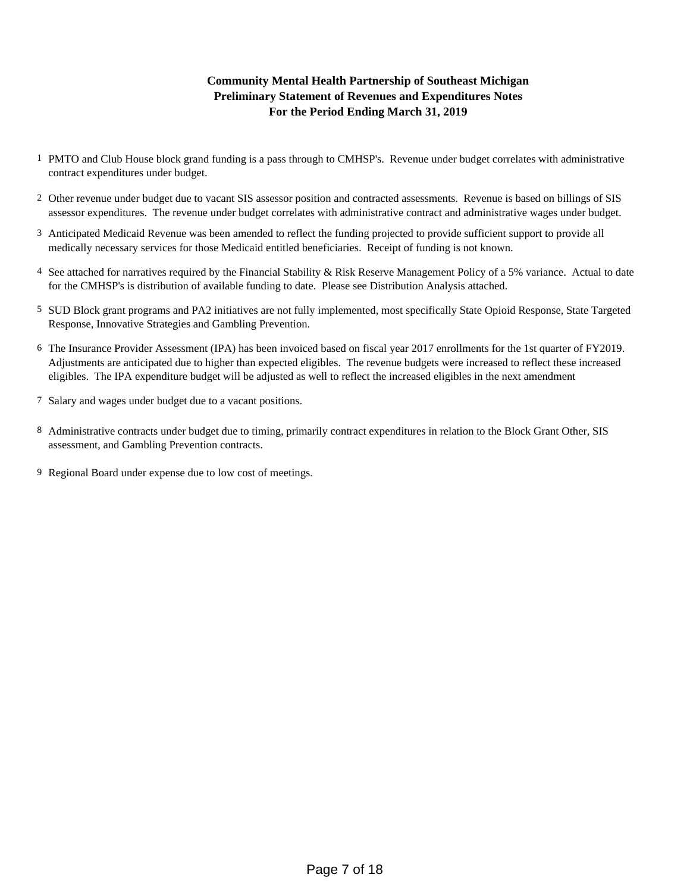# Community Mental Health Partnership of Southeast Michigan
## Preliminary Statement of Revenues and Expenditures Notes
### For the Period Ending March 31, 2019

1. PMTO and Club House block grand funding is a pass through to CMHSP's. Revenue under budget correlates with administrative contract expenditures under budget.

2. Other revenue under budget due to vacant SIS assessor position and contracted assessments. Revenue is based on billings of SIS assessor expenditures. The revenue under budget correlates with administrative contract and administrative wages under budget.

3. Anticipated Medicaid Revenue was been amended to reflect the funding projected to provide sufficient support to provide all medically necessary services for those Medicaid entitled beneficiaries. Receipt of funding is not known.

4. See attached for narratives required by the Financial Stability & Risk Reserve Management Policy of a 5% variance. Actual to date for the CMHSP's is distribution of available funding to date. Please see Distribution Analysis attached.

5. SUD Block grant programs and PA2 initiatives are not fully implemented, most specifically State Opioid Response, State Targeted Response, Innovative Strategies and Gambling Prevention.

6. The Insurance Provider Assessment (IPA) has been invoiced based on fiscal year 2017 enrollments for the 1st quarter of FY2019. Adjustments are anticipated due to higher than expected eligibles. The revenue budgets were increased to reflect these increased eligibles. The IPA expenditure budget will be adjusted as well to reflect the increased eligibles in the next amendment

7. Salary and wages under budget due to a vacant positions.

8. Administrative contracts under budget due to timing, primarily contract expenditures in relation to the Block Grant Other, SIS assessment, and Gambling Prevention contracts.

9. Regional Board under expense due to low cost of meetings.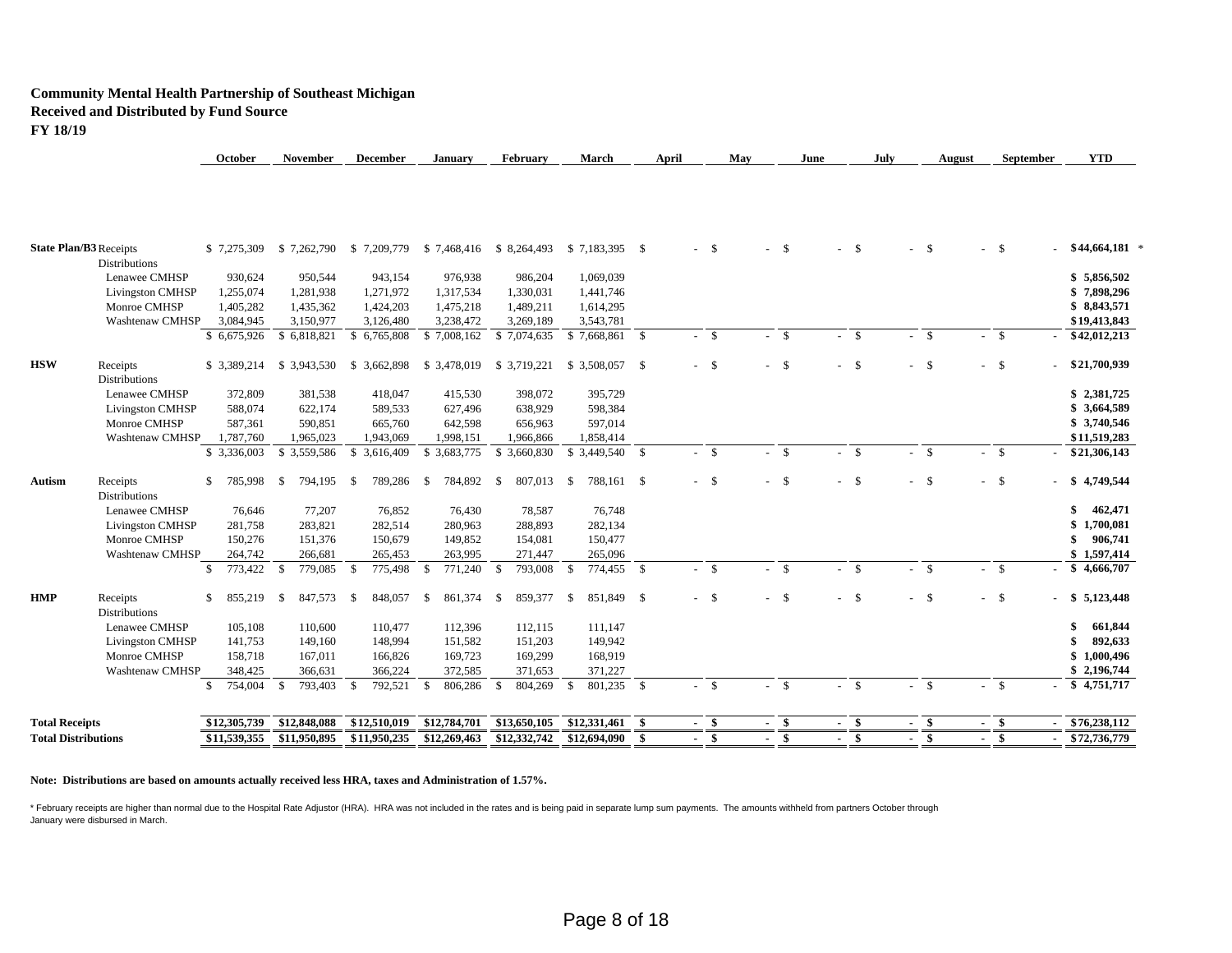**Community Mental Health Partnership of Southeast Michigan**
**Received and Distributed by Fund Source**
**FY 18/19**

| | | October | November | December | January | February | March | April | May | June | July | August | September | YTD |
|---|---|---|---|---|---|---|---|---|---|---|---|---|---|---|
| **State Plan/B3** | Receipts | $ 7,275,309 | $ 7,262,790 | $ 7,209,779 | $ 7,468,416 | $ 8,264,493 | $ 7,183,395 | $ - | $ - | $ - | $ - | $ - | $ - | **$44,664,181** * |
| | Distributions | | | | | | | | | | | | | |
| | Lenawee CMHSP | 930,624 | 950,544 | 943,154 | 976,938 | 986,204 | 1,069,039 | | | | | | | **$ 5,856,502** |
| | Livingston CMHSP | 1,255,074 | 1,281,938 | 1,271,972 | 1,317,534 | 1,330,031 | 1,441,746 | | | | | | | **$ 7,898,296** |
| | Monroe CMHSP | 1,405,282 | 1,435,362 | 1,424,203 | 1,475,218 | 1,489,211 | 1,614,295 | | | | | | | **$ 8,843,571** |
| | Washtenaw CMHSP | 3,084,945 | 3,150,977 | 3,126,480 | 3,238,472 | 3,269,189 | 3,543,781 | | | | | | | **$19,413,843** |
| | | $ 6,675,926 | $ 6,818,821 | $ 6,765,808 | $ 7,008,162 | $ 7,074,635 | $ 7,668,861 | $ - | $ - | $ - | $ - | $ - | $ - | **$42,012,213** |
| **HSW** | Receipts | $ 3,389,214 | $ 3,943,530 | $ 3,662,898 | $ 3,478,019 | $ 3,719,221 | $ 3,508,057 | $ - | $ - | $ - | $ - | $ - | $ - | **$21,700,939** |
| | Distributions | | | | | | | | | | | | | |
| | Lenawee CMHSP | 372,809 | 381,538 | 418,047 | 415,530 | 398,072 | 395,729 | | | | | | | **$ 2,381,725** |
| | Livingston CMHSP | 588,074 | 622,174 | 589,533 | 627,496 | 638,929 | 598,384 | | | | | | | **$ 3,664,589** |
| | Monroe CMHSP | 587,361 | 590,851 | 665,760 | 642,598 | 656,963 | 597,014 | | | | | | | **$ 3,740,546** |
| | Washtenaw CMHSP | 1,787,760 | 1,965,023 | 1,943,069 | 1,998,151 | 1,966,866 | 1,858,414 | | | | | | | **$11,519,283** |
| | | $ 3,336,003 | $ 3,559,586 | $ 3,616,409 | $ 3,683,775 | $ 3,660,830 | $ 3,449,540 | $ - | $ - | $ - | $ - | $ - | $ - | **$21,306,143** |
| **Autism** | Receipts | $ 785,998 | $ 794,195 | $ 789,286 | $ 784,892 | $ 807,013 | $ 788,161 | $ - | $ - | $ - | $ - | $ - | $ - | **$ 4,749,544** |
| | Distributions | | | | | | | | | | | | | |
| | Lenawee CMHSP | 76,646 | 77,207 | 76,852 | 76,430 | 78,587 | 76,748 | | | | | | | **$ 462,471** |
| | Livingston CMHSP | 281,758 | 283,821 | 282,514 | 280,963 | 288,893 | 282,134 | | | | | | | **$ 1,700,081** |
| | Monroe CMHSP | 150,276 | 151,376 | 150,679 | 149,852 | 154,081 | 150,477 | | | | | | | **$ 906,741** |
| | Washtenaw CMHSP | 264,742 | 266,681 | 265,453 | 263,995 | 271,447 | 265,096 | | | | | | | **$ 1,597,414** |
| | | $ 773,422 | $ 779,085 | $ 775,498 | $ 771,240 | $ 793,008 | $ 774,455 | $ - | $ - | $ - | $ - | $ - | $ - | **$ 4,666,707** |
| **HMP** | Receipts | $ 855,219 | $ 847,573 | $ 848,057 | $ 861,374 | $ 859,377 | $ 851,849 | $ - | $ - | $ - | $ - | $ - | $ - | **$ 5,123,448** |
| | Distributions | | | | | | | | | | | | | |
| | Lenawee CMHSP | 105,108 | 110,600 | 110,477 | 112,396 | 112,115 | 111,147 | | | | | | | **$ 661,844** |
| | Livingston CMHSP | 141,753 | 149,160 | 148,994 | 151,582 | 151,203 | 149,942 | | | | | | | **$ 892,633** |
| | Monroe CMHSP | 158,718 | 167,011 | 166,826 | 169,723 | 169,299 | 168,919 | | | | | | | **$ 1,000,496** |
| | Washtenaw CMHSP | 348,425 | 366,631 | 366,224 | 372,585 | 371,653 | 371,227 | | | | | | | **$ 2,196,744** |
| | | $ 754,004 | $ 793,403 | $ 792,521 | $ 806,286 | $ 804,269 | $ 801,235 | $ - | $ - | $ - | $ - | $ - | $ - | **$ 4,751,717** |
| **Total Receipts** | | **$12,305,739** | **$12,848,088** | **$12,510,019** | **$12,784,701** | **$13,650,105** | **$12,331,461** | **$ -** | **$ -** | **$ -** | **$ -** | **$ -** | **$ -** | **$76,238,112** |
| **Total Distributions** | | **$11,539,355** | **$11,950,895** | **$11,950,235** | **$12,269,463** | **$12,332,742** | **$12,694,090** | **$ -** | **$ -** | **$ -** | **$ -** | **$ -** | **$ -** | **$72,736,779** |

**Note: Distributions are based on amounts actually received less HRA, taxes and Administration of 1.57%.**

* February receipts are higher than normal due to the Hospital Rate Adjustor (HRA). HRA was not included in the rates and is being paid in separate lump sum payments. The amounts withheld from partners October through January were disbursed in March.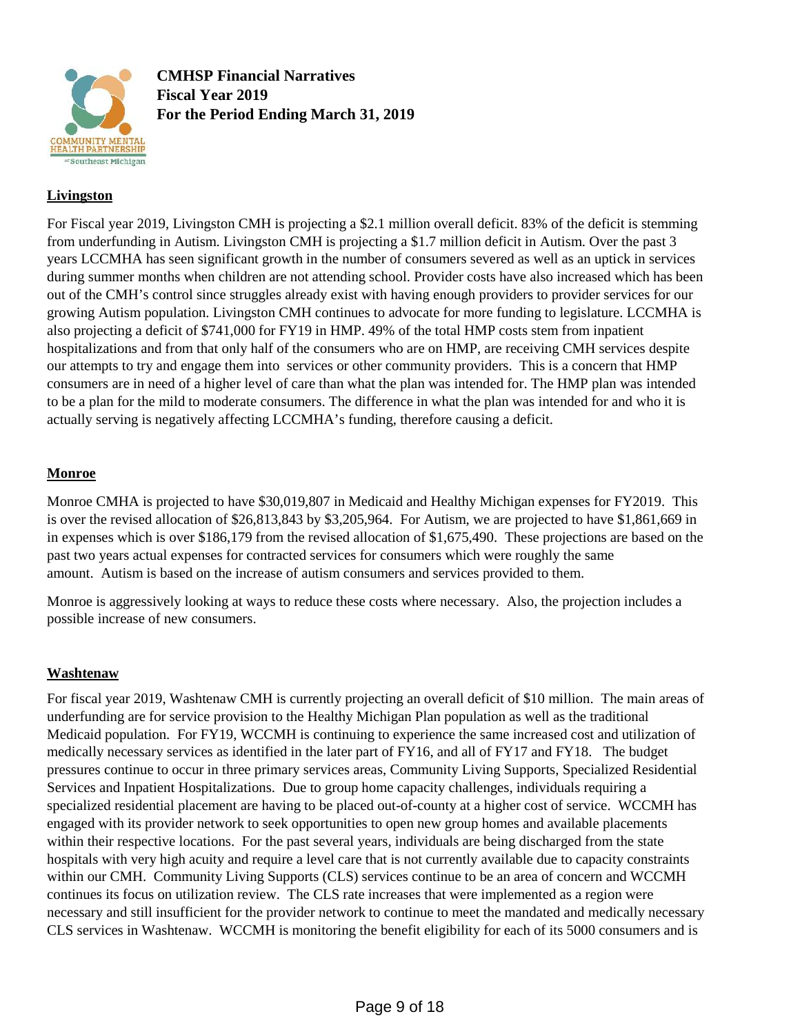**CMHSP Financial Narratives**
**Fiscal Year 2019**
**For the Period Ending March 31, 2019**

## Livingston

For Fiscal year 2019, Livingston CMH is projecting a $2.1 million overall deficit. 83% of the deficit is stemming from underfunding in Autism. Livingston CMH is projecting a $1.7 million deficit in Autism. Over the past 3 years LCCMHA has seen significant growth in the number of consumers severed as well as an uptick in services during summer months when children are not attending school. Provider costs have also increased which has been out of the CMH's control since struggles already exist with having enough providers to provider services for our growing Autism population. Livingston CMH continues to advocate for more funding to legislature. LCCMHA is also projecting a deficit of $741,000 for FY19 in HMP. 49% of the total HMP costs stem from inpatient hospitalizations and from that only half of the consumers who are on HMP, are receiving CMH services despite our attempts to try and engage them into services or other community providers. This is a concern that HMP consumers are in need of a higher level of care than what the plan was intended for. The HMP plan was intended to be a plan for the mild to moderate consumers. The difference in what the plan was intended for and who it is actually serving is negatively affecting LCCMHA's funding, therefore causing a deficit.

## Monroe

Monroe CMHA is projected to have $30,019,807 in Medicaid and Healthy Michigan expenses for FY2019. This is over the revised allocation of $26,813,843 by $3,205,964. For Autism, we are projected to have $1,861,669 in in expenses which is over $186,179 from the revised allocation of $1,675,490. These projections are based on the past two years actual expenses for contracted services for consumers which were roughly the same amount. Autism is based on the increase of autism consumers and services provided to them.

Monroe is aggressively looking at ways to reduce these costs where necessary. Also, the projection includes a possible increase of new consumers.

## Washtenaw

For fiscal year 2019, Washtenaw CMH is currently projecting an overall deficit of $10 million. The main areas of underfunding are for service provision to the Healthy Michigan Plan population as well as the traditional Medicaid population. For FY19, WCCMH is continuing to experience the same increased cost and utilization of medically necessary services as identified in the later part of FY16, and all of FY17 and FY18. The budget pressures continue to occur in three primary services areas, Community Living Supports, Specialized Residential Services and Inpatient Hospitalizations. Due to group home capacity challenges, individuals requiring a specialized residential placement are having to be placed out-of-county at a higher cost of service. WCCMH has engaged with its provider network to seek opportunities to open new group homes and available placements within their respective locations. For the past several years, individuals are being discharged from the state hospitals with very high acuity and require a level care that is not currently available due to capacity constraints within our CMH. Community Living Supports (CLS) services continue to be an area of concern and WCCMH continues its focus on utilization review. The CLS rate increases that were implemented as a region were necessary and still insufficient for the provider network to continue to meet the mandated and medically necessary CLS services in Washtenaw. WCCMH is monitoring the benefit eligibility for each of its 5000 consumers and is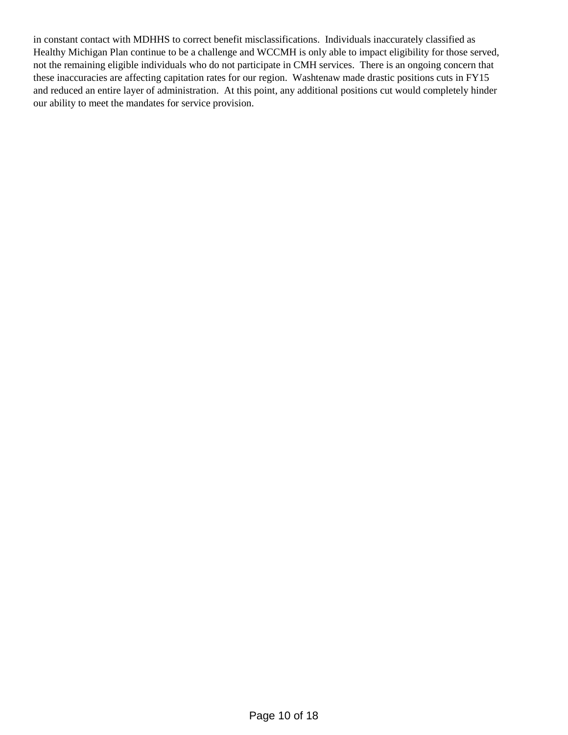in constant contact with MDHHS to correct benefit misclassifications. Individuals inaccurately classified as Healthy Michigan Plan continue to be a challenge and WCCMH is only able to impact eligibility for those served, not the remaining eligible individuals who do not participate in CMH services. There is an ongoing concern that these inaccuracies are affecting capitation rates for our region. Washtenaw made drastic positions cuts in FY15 and reduced an entire layer of administration. At this point, any additional positions cut would completely hinder our ability to meet the mandates for service provision.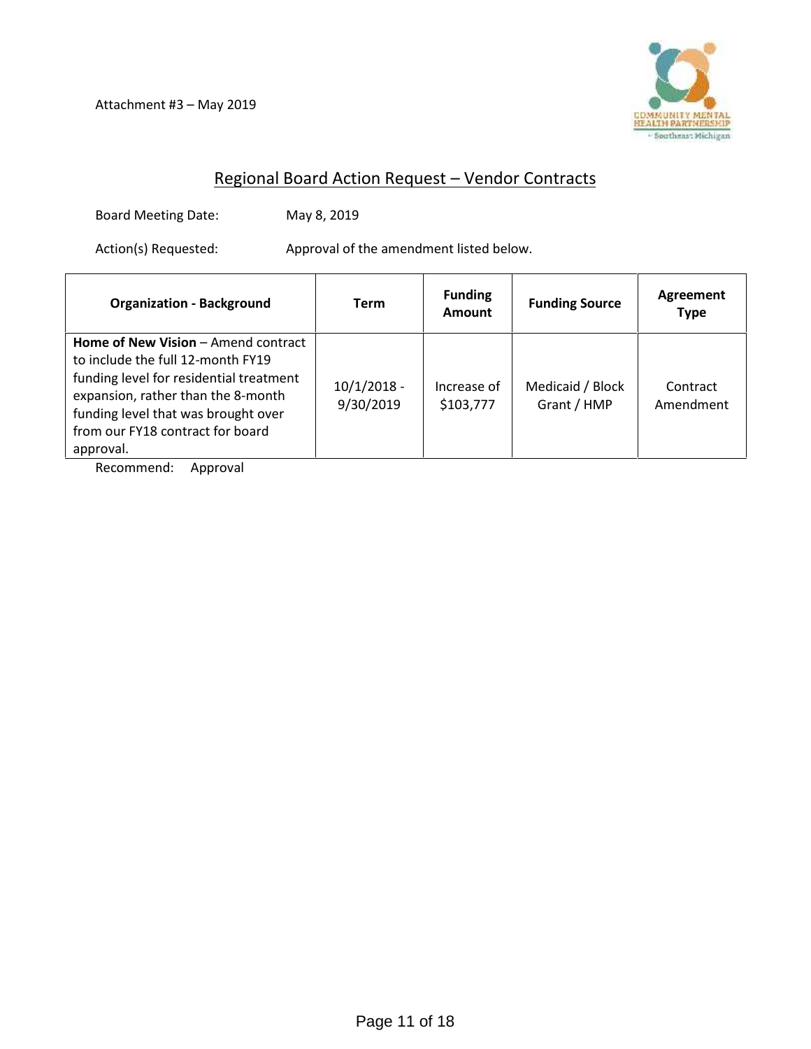Attachment #3 – May 2019

## Regional Board Action Request – Vendor Contracts

Board Meeting Date: May 8, 2019

Action(s) Requested: Approval of the amendment listed below.

| Organization - Background | Term | Funding Amount | Funding Source | Agreement Type |
|---|---|---|---|---|
| **Home of New Vision** – Amend contract to include the full 12-month FY19 funding level for residential treatment expansion, rather than the 8-month funding level that was brought over from our FY18 contract for board approval. | 10/1/2018 - 9/30/2019 | Increase of $103,777 | Medicaid / Block Grant / HMP | Contract Amendment |

Recommend: Approval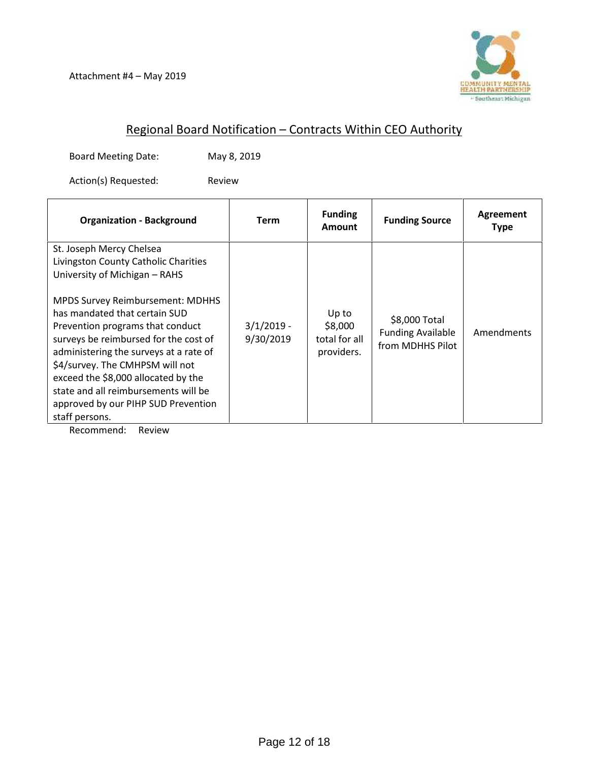Attachment #4 – May 2019

## Regional Board Notification – Contracts Within CEO Authority

Board Meeting Date: May 8, 2019

Action(s) Requested: Review

| Organization - Background | Term | Funding Amount | Funding Source | Agreement Type |
|---|---|---|---|---|
| St. Joseph Mercy Chelsea<br>Livingston County Catholic Charities<br>University of Michigan – RAHS<br><br>MPDS Survey Reimbursement: MDHHS has mandated that certain SUD Prevention programs that conduct surveys be reimbursed for the cost of administering the surveys at a rate of $4/survey. The CMHPSM will not exceed the $8,000 allocated by the state and all reimbursements will be approved by our PIHP SUD Prevention staff persons. | 3/1/2019 - 9/30/2019 | Up to $8,000 total for all providers. | $8,000 Total Funding Available from MDHHS Pilot | Amendments |

Recommend: Review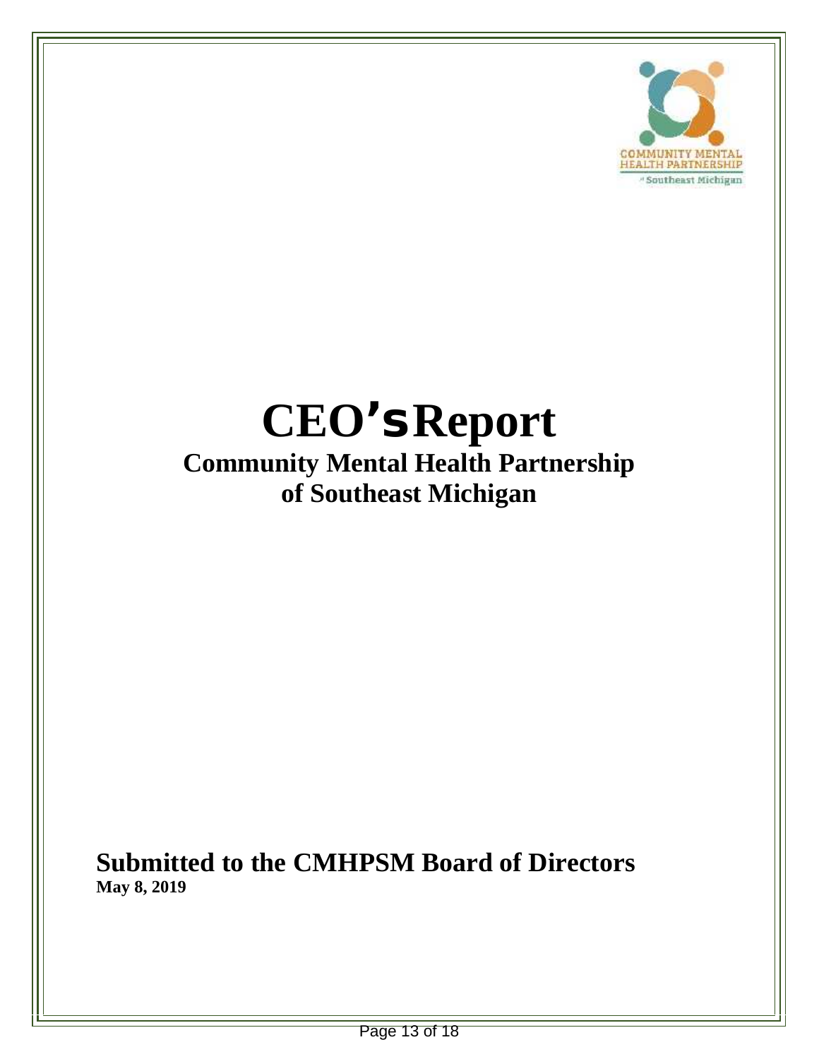# CEO's Report

## Community Mental Health Partnership of Southeast Michigan

**Submitted to the CMHPSM Board of Directors**

**May 8, 2019**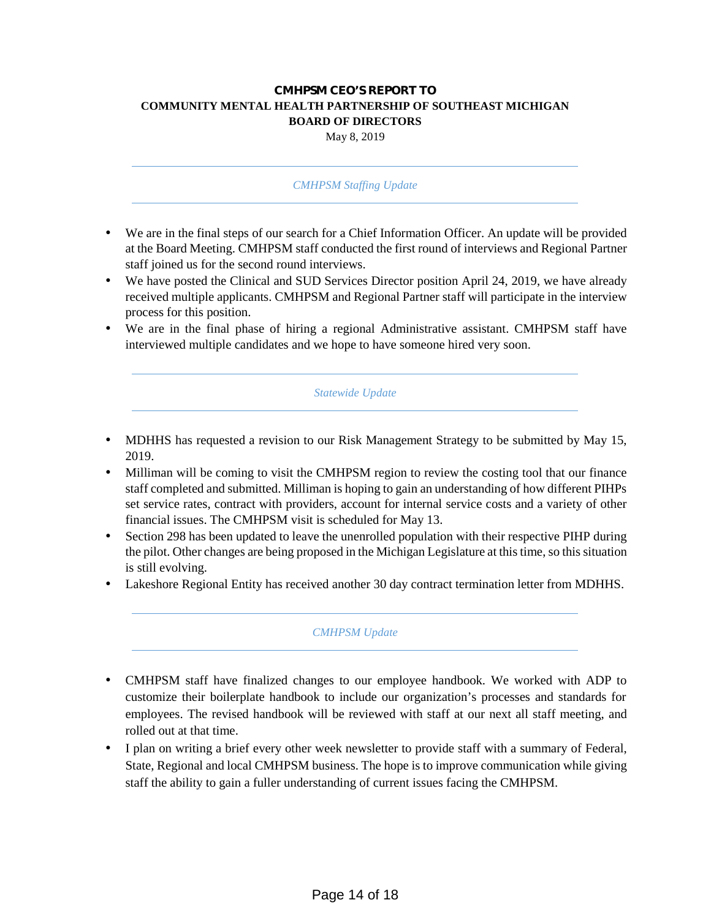# CMHPSM CEO'S REPORT TO COMMUNITY MENTAL HEALTH PARTNERSHIP OF SOUTHEAST MICHIGAN BOARD OF DIRECTORS

May 8, 2019

## *CMHPSM Staffing Update*

- We are in the final steps of our search for a Chief Information Officer. An update will be provided at the Board Meeting. CMHPSM staff conducted the first round of interviews and Regional Partner staff joined us for the second round interviews.
- We have posted the Clinical and SUD Services Director position April 24, 2019, we have already received multiple applicants. CMHPSM and Regional Partner staff will participate in the interview process for this position.
- We are in the final phase of hiring a regional Administrative assistant. CMHPSM staff have interviewed multiple candidates and we hope to have someone hired very soon.

## *Statewide Update*

- MDHHS has requested a revision to our Risk Management Strategy to be submitted by May 15, 2019.
- Milliman will be coming to visit the CMHPSM region to review the costing tool that our finance staff completed and submitted. Milliman is hoping to gain an understanding of how different PIHPs set service rates, contract with providers, account for internal service costs and a variety of other financial issues. The CMHPSM visit is scheduled for May 13.
- Section 298 has been updated to leave the unenrolled population with their respective PIHP during the pilot. Other changes are being proposed in the Michigan Legislature at this time, so this situation is still evolving.
- Lakeshore Regional Entity has received another 30 day contract termination letter from MDHHS.

## *CMHPSM Update*

- CMHPSM staff have finalized changes to our employee handbook. We worked with ADP to customize their boilerplate handbook to include our organization's processes and standards for employees. The revised handbook will be reviewed with staff at our next all staff meeting, and rolled out at that time.
- I plan on writing a brief every other week newsletter to provide staff with a summary of Federal, State, Regional and local CMHPSM business. The hope is to improve communication while giving staff the ability to gain a fuller understanding of current issues facing the CMHPSM.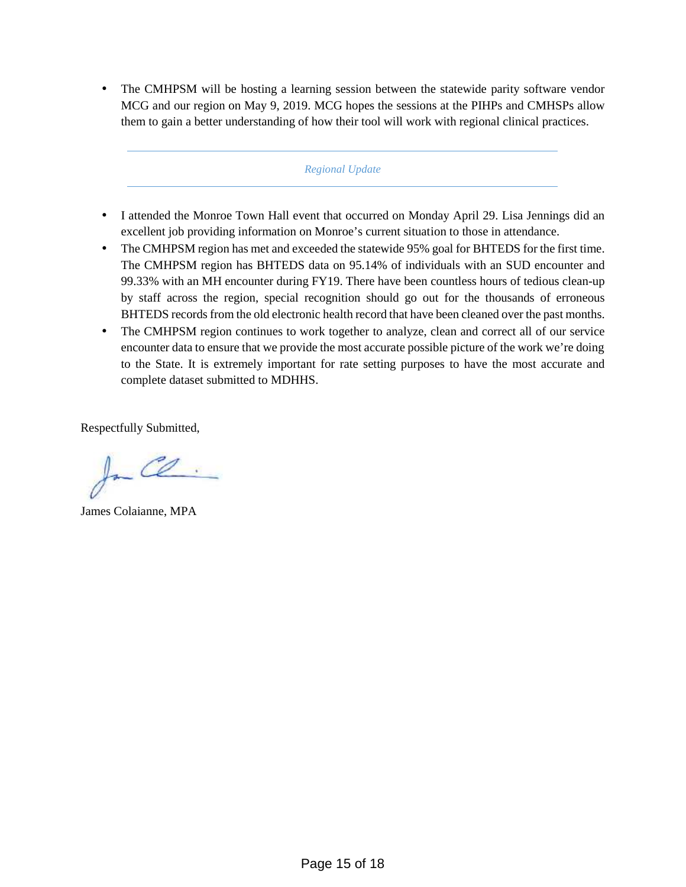- The CMHPSM will be hosting a learning session between the statewide parity software vendor MCG and our region on May 9, 2019. MCG hopes the sessions at the PIHPs and CMHSPs allow them to gain a better understanding of how their tool will work with regional clinical practices.

---

*Regional Update*

---

- I attended the Monroe Town Hall event that occurred on Monday April 29. Lisa Jennings did an excellent job providing information on Monroe's current situation to those in attendance.
- The CMHPSM region has met and exceeded the statewide 95% goal for BHTEDS for the first time. The CMHPSM region has BHTEDS data on 95.14% of individuals with an SUD encounter and 99.33% with an MH encounter during FY19. There have been countless hours of tedious clean-up by staff across the region, special recognition should go out for the thousands of erroneous BHTEDS records from the old electronic health record that have been cleaned over the past months.
- The CMHPSM region continues to work together to analyze, clean and correct all of our service encounter data to ensure that we provide the most accurate possible picture of the work we're doing to the State. It is extremely important for rate setting purposes to have the most accurate and complete dataset submitted to MDHHS.

Respectfully Submitted,

James Colaianne, MPA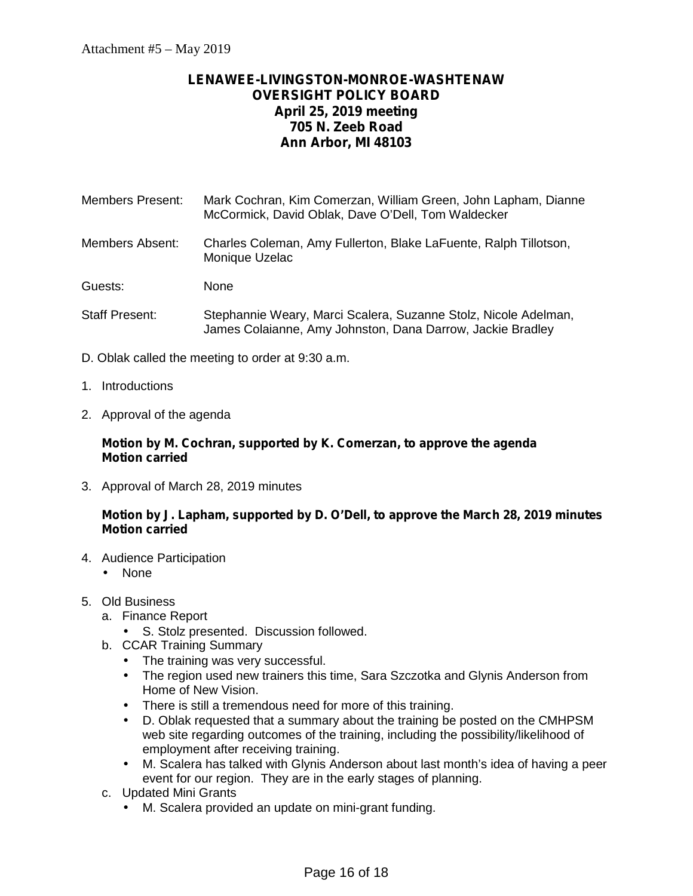Attachment #5 – May 2019

# LENAWEE-LIVINGSTON-MONROE-WASHTENAW OVERSIGHT POLICY BOARD

**April 25, 2019 meeting**
**705 N. Zeeb Road**
**Ann Arbor, MI 48103**

Members Present: Mark Cochran, Kim Comerzan, William Green, John Lapham, Dianne McCormick, David Oblak, Dave O'Dell, Tom Waldecker

Members Absent: Charles Coleman, Amy Fullerton, Blake LaFuente, Ralph Tillotson, Monique Uzelac

Guests: None

Staff Present: Stephannie Weary, Marci Scalera, Suzanne Stolz, Nicole Adelman, James Colaianne, Amy Johnston, Dana Darrow, Jackie Bradley

D. Oblak called the meeting to order at 9:30 a.m.

1. Introductions
2. Approval of the agenda

   **Motion by M. Cochran, supported by K. Comerzan, to approve the agenda**
   **Motion carried**

3. Approval of March 28, 2019 minutes

   **Motion by J. Lapham, supported by D. O'Dell, to approve the March 28, 2019 minutes**
   **Motion carried**

4. Audience Participation
   - None
5. Old Business
   a. Finance Report
      - S. Stolz presented. Discussion followed.

   b. CCAR Training Summary
      - The training was very successful.
      - The region used new trainers this time, Sara Szczotka and Glynis Anderson from Home of New Vision.
      - There is still a tremendous need for more of this training.
      - D. Oblak requested that a summary about the training be posted on the CMHPSM web site regarding outcomes of the training, including the possibility/likelihood of employment after receiving training.
      - M. Scalera has talked with Glynis Anderson about last month's idea of having a peer event for our region. They are in the early stages of planning.

   c. Updated Mini Grants
      - M. Scalera provided an update on mini-grant funding.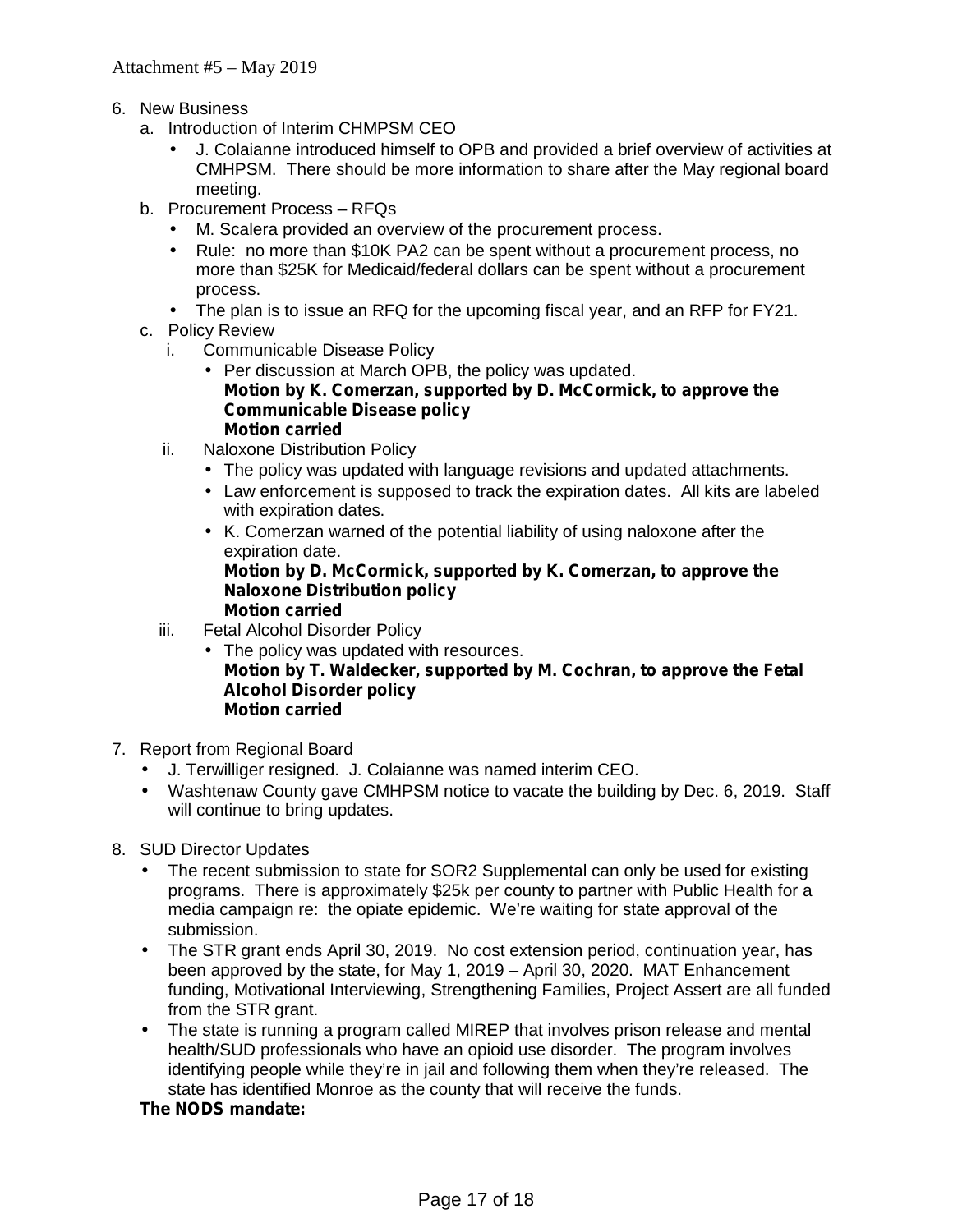Attachment #5 – May 2019

6. New Business
   a. Introduction of Interim CHMPSM CEO
      - J. Colaianne introduced himself to OPB and provided a brief overview of activities at CMHPSM. There should be more information to share after the May regional board meeting.
   b. Procurement Process – RFQs
      - M. Scalera provided an overview of the procurement process.
      - Rule: no more than $10K PA2 can be spent without a procurement process, no more than $25K for Medicaid/federal dollars can be spent without a procurement process.
      - The plan is to issue an RFQ for the upcoming fiscal year, and an RFP for FY21.
   c. Policy Review
      i. Communicable Disease Policy
         - Per discussion at March OPB, the policy was updated.

           **Motion by K. Comerzan, supported by D. McCormick, to approve the Communicable Disease policy**

           **Motion carried**
      ii. Naloxone Distribution Policy
         - The policy was updated with language revisions and updated attachments.
         - Law enforcement is supposed to track the expiration dates. All kits are labeled with expiration dates.
         - K. Comerzan warned of the potential liability of using naloxone after the expiration date.

           **Motion by D. McCormick, supported by K. Comerzan, to approve the Naloxone Distribution policy**

           **Motion carried**
      iii. Fetal Alcohol Disorder Policy
         - The policy was updated with resources.

           **Motion by T. Waldecker, supported by M. Cochran, to approve the Fetal Alcohol Disorder policy**

           **Motion carried**

7. Report from Regional Board
   - J. Terwilliger resigned. J. Colaianne was named interim CEO.
   - Washtenaw County gave CMHPSM notice to vacate the building by Dec. 6, 2019. Staff will continue to bring updates.

8. SUD Director Updates
   - The recent submission to state for SOR2 Supplemental can only be used for existing programs. There is approximately $25k per county to partner with Public Health for a media campaign re: the opiate epidemic. We're waiting for state approval of the submission.
   - The STR grant ends April 30, 2019. No cost extension period, continuation year, has been approved by the state, for May 1, 2019 – April 30, 2020. MAT Enhancement funding, Motivational Interviewing, Strengthening Families, Project Assert are all funded from the STR grant.
   - The state is running a program called MIREP that involves prison release and mental health/SUD professionals who have an opioid use disorder. The program involves identifying people while they're in jail and following them when they're released. The state has identified Monroe as the county that will receive the funds.

   **The NODS mandate:**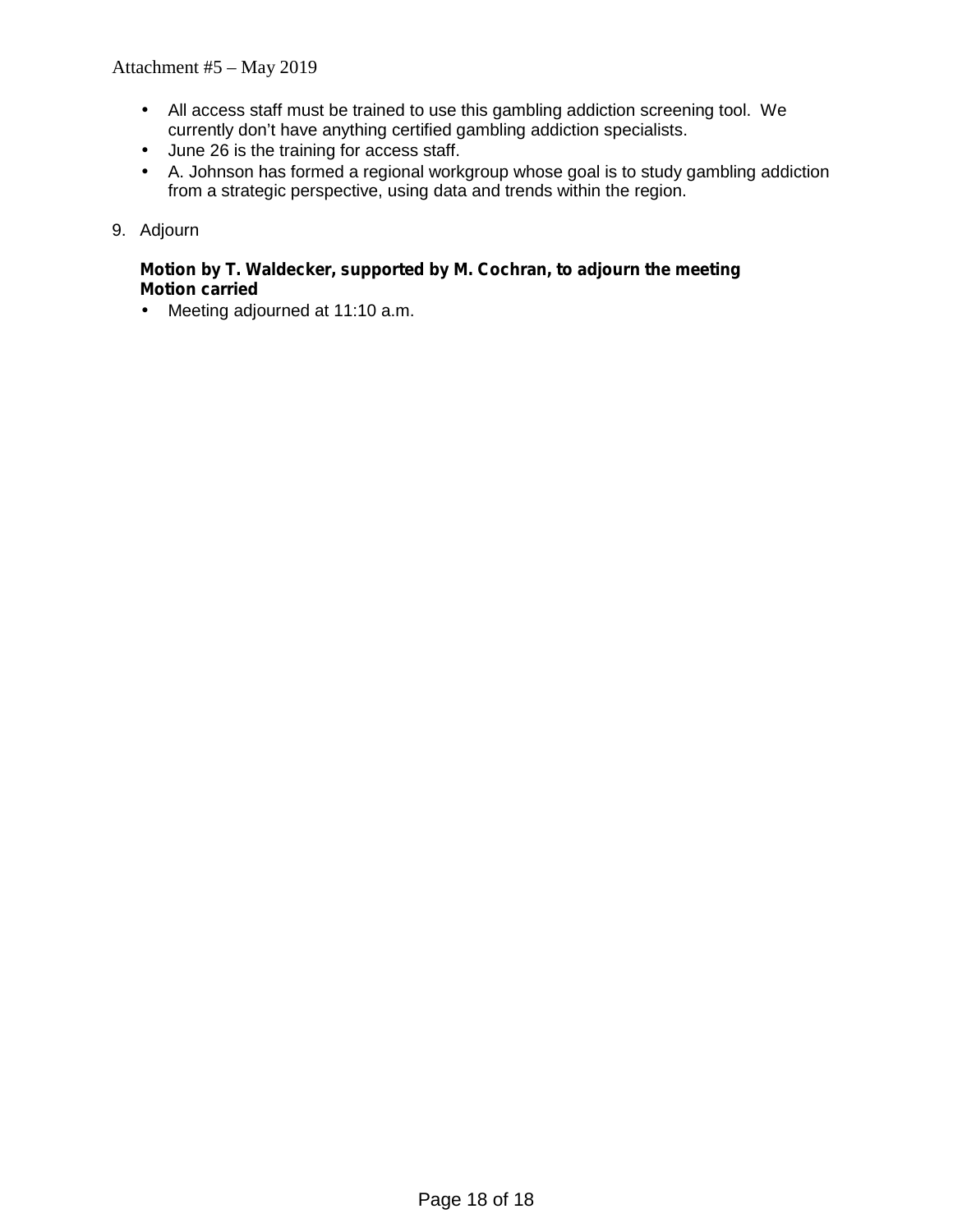- All access staff must be trained to use this gambling addiction screening tool. We currently don't have anything certified gambling addiction specialists.
- June 26 is the training for access staff.
- A. Johnson has formed a regional workgroup whose goal is to study gambling addiction from a strategic perspective, using data and trends within the region.

9. Adjourn

**Motion by T. Waldecker, supported by M. Cochran, to adjourn the meeting**
**Motion carried**

- Meeting adjourned at 11:10 a.m.